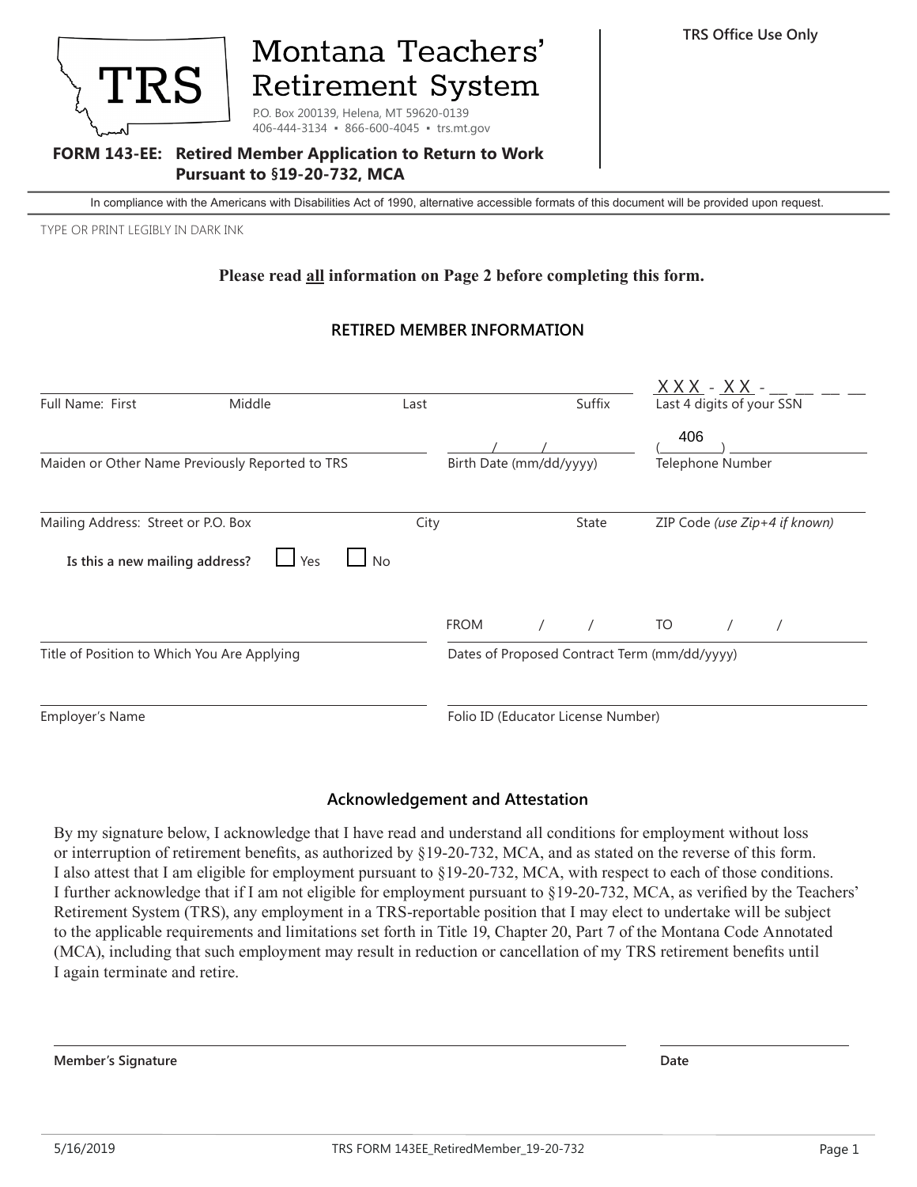TRS

# Montana Teachers' Retirement System

P.O. Box 200139, Helena, MT 59620-0139
406-444-3134 ▪ 866-600-4045 ▪ trs.mt.gov

TRS Office Use Only

**FORM 143-EE: Retired Member Application to Return to Work Pursuant to §19-20-732, MCA**

In compliance with the Americans with Disabilities Act of 1990, alternative accessible formats of this document will be provided upon request.

TYPE OR PRINT LEGIBLY IN DARK INK

**Please read all information on Page 2 before completing this form.**

## RETIRED MEMBER INFORMATION

Full Name: First ______ Middle ______ Last ______ Suffix ______

Last 4 digits of your SSN: XXX - XX - __ __ __ __

Maiden or Other Name Previously Reported to TRS ______

Birth Date (mm/dd/yyyy) ____/____/______

Telephone Number (406) ______

Mailing Address: Street or P.O. Box ______ City ______ State ______ ZIP Code *(use Zip+4 if known)* ______

**Is this a new mailing address?** ☐ Yes ☐ No

Title of Position to Which You Are Applying ______

Dates of Proposed Contract Term (mm/dd/yyyy): FROM ____/____/______ TO ____/____/______

Employer's Name ______

Folio ID (Educator License Number) ______

## Acknowledgement and Attestation

By my signature below, I acknowledge that I have read and understand all conditions for employment without loss or interruption of retirement benefits, as authorized by §19-20-732, MCA, and as stated on the reverse of this form. I also attest that I am eligible for employment pursuant to §19-20-732, MCA, with respect to each of those conditions. I further acknowledge that if I am not eligible for employment pursuant to §19-20-732, MCA, as verified by the Teachers' Retirement System (TRS), any employment in a TRS-reportable position that I may elect to undertake will be subject to the applicable requirements and limitations set forth in Title 19, Chapter 20, Part 7 of the Montana Code Annotated (MCA), including that such employment may result in reduction or cancellation of my TRS retirement benefits until I again terminate and retire.

**Member's Signature** ______________________ **Date** ______________

5/16/2019 TRS FORM 143EE_RetiredMember_19-20-732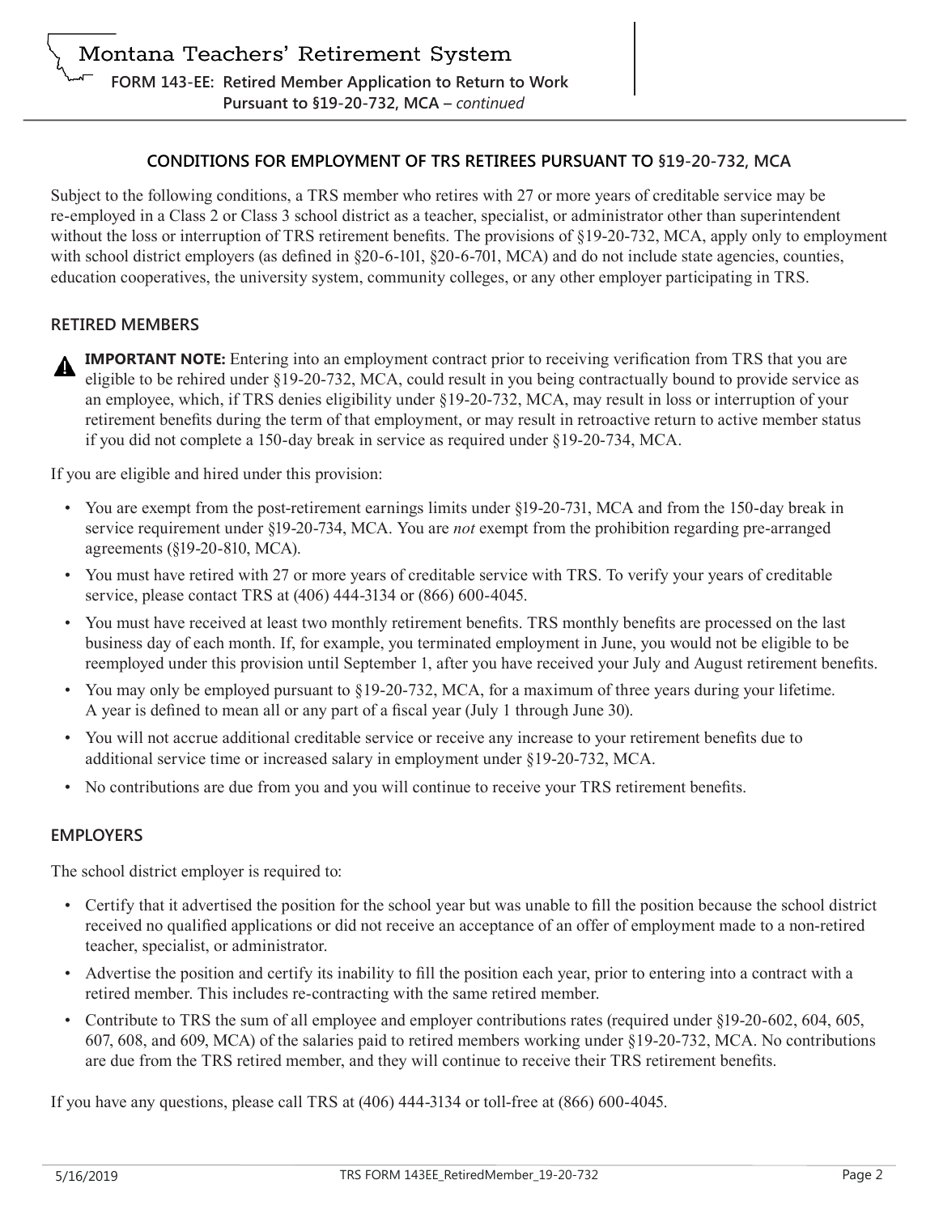## CONDITIONS FOR EMPLOYMENT OF TRS RETIREES PURSUANT TO §19-20-732, MCA

Subject to the following conditions, a TRS member who retires with 27 or more years of creditable service may be re-employed in a Class 2 or Class 3 school district as a teacher, specialist, or administrator other than superintendent without the loss or interruption of TRS retirement benefits. The provisions of §19-20-732, MCA, apply only to employment with school district employers (as defined in §20-6-101, §20-6-701, MCA) and do not include state agencies, counties, education cooperatives, the university system, community colleges, or any other employer participating in TRS.

### RETIRED MEMBERS

⚠ **IMPORTANT NOTE:** Entering into an employment contract prior to receiving verification from TRS that you are eligible to be rehired under §19-20-732, MCA, could result in you being contractually bound to provide service as an employee, which, if TRS denies eligibility under §19-20-732, MCA, may result in loss or interruption of your retirement benefits during the term of that employment, or may result in retroactive return to active member status if you did not complete a 150-day break in service as required under §19-20-734, MCA.

If you are eligible and hired under this provision:

- You are exempt from the post-retirement earnings limits under §19-20-731, MCA and from the 150-day break in service requirement under §19-20-734, MCA. You are *not* exempt from the prohibition regarding pre-arranged agreements (§19-20-810, MCA).
- You must have retired with 27 or more years of creditable service with TRS. To verify your years of creditable service, please contact TRS at (406) 444-3134 or (866) 600-4045.
- You must have received at least two monthly retirement benefits. TRS monthly benefits are processed on the last business day of each month. If, for example, you terminated employment in June, you would not be eligible to be reemployed under this provision until September 1, after you have received your July and August retirement benefits.
- You may only be employed pursuant to §19-20-732, MCA, for a maximum of three years during your lifetime. A year is defined to mean all or any part of a fiscal year (July 1 through June 30).
- You will not accrue additional creditable service or receive any increase to your retirement benefits due to additional service time or increased salary in employment under §19-20-732, MCA.
- No contributions are due from you and you will continue to receive your TRS retirement benefits.

### EMPLOYERS

The school district employer is required to:

- Certify that it advertised the position for the school year but was unable to fill the position because the school district received no qualified applications or did not receive an acceptance of an offer of employment made to a non-retired teacher, specialist, or administrator.
- Advertise the position and certify its inability to fill the position each year, prior to entering into a contract with a retired member. This includes re-contracting with the same retired member.
- Contribute to TRS the sum of all employee and employer contributions rates (required under §19-20-602, 604, 605, 607, 608, and 609, MCA) of the salaries paid to retired members working under §19-20-732, MCA. No contributions are due from the TRS retired member, and they will continue to receive their TRS retirement benefits.

If you have any questions, please call TRS at (406) 444-3134 or toll-free at (866) 600-4045.